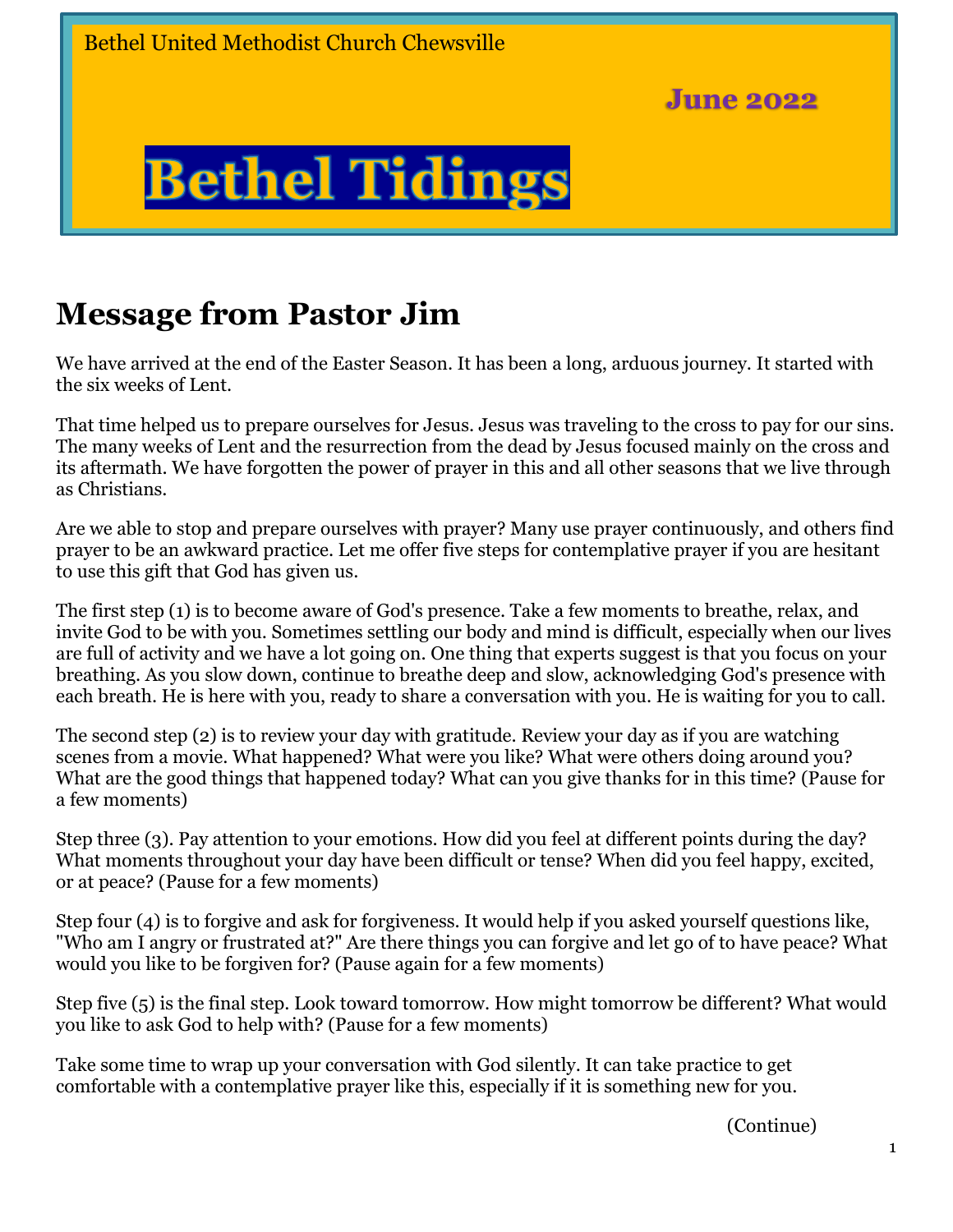Bethel United Methodist Church Chewsville

**June 2022**

# Bethel Tidings

## Message from Pastor Jim

We have arrived at the end of the Easter Season. It has been a long, arduous journey. It started with the six weeks of Lent.

That time helped us to prepare ourselves for Jesus. Jesus was traveling to the cross to pay for our sins. The many weeks of Lent and the resurrection from the dead by Jesus focused mainly on the cross and its aftermath. We have forgotten the power of prayer in this and all other seasons that we live through as Christians.

Are we able to stop and prepare ourselves with prayer? Many use prayer continuously, and others find prayer to be an awkward practice. Let me offer five steps for contemplative prayer if you are hesitant to use this gift that God has given us.

The first step (1) is to become aware of God's presence. Take a few moments to breathe, relax, and invite God to be with you. Sometimes settling our body and mind is difficult, especially when our lives are full of activity and we have a lot going on. One thing that experts suggest is that you focus on your breathing. As you slow down, continue to breathe deep and slow, acknowledging God's presence with each breath. He is here with you, ready to share a conversation with you. He is waiting for you to call.

The second step (2) is to review your day with gratitude. Review your day as if you are watching scenes from a movie. What happened? What were you like? What were others doing around you? What are the good things that happened today? What can you give thanks for in this time? (Pause for a few moments)

Step three (3). Pay attention to your emotions. How did you feel at different points during the day? What moments throughout your day have been difficult or tense? When did you feel happy, excited, or at peace? (Pause for a few moments)

Step four (4) is to forgive and ask for forgiveness. It would help if you asked yourself questions like, "Who am I angry or frustrated at?" Are there things you can forgive and let go of to have peace? What would you like to be forgiven for? (Pause again for a few moments)

Step five (5) is the final step. Look toward tomorrow. How might tomorrow be different? What would you like to ask God to help with? (Pause for a few moments)

Take some time to wrap up your conversation with God silently. It can take practice to get comfortable with a contemplative prayer like this, especially if it is something new for you.

(Continue)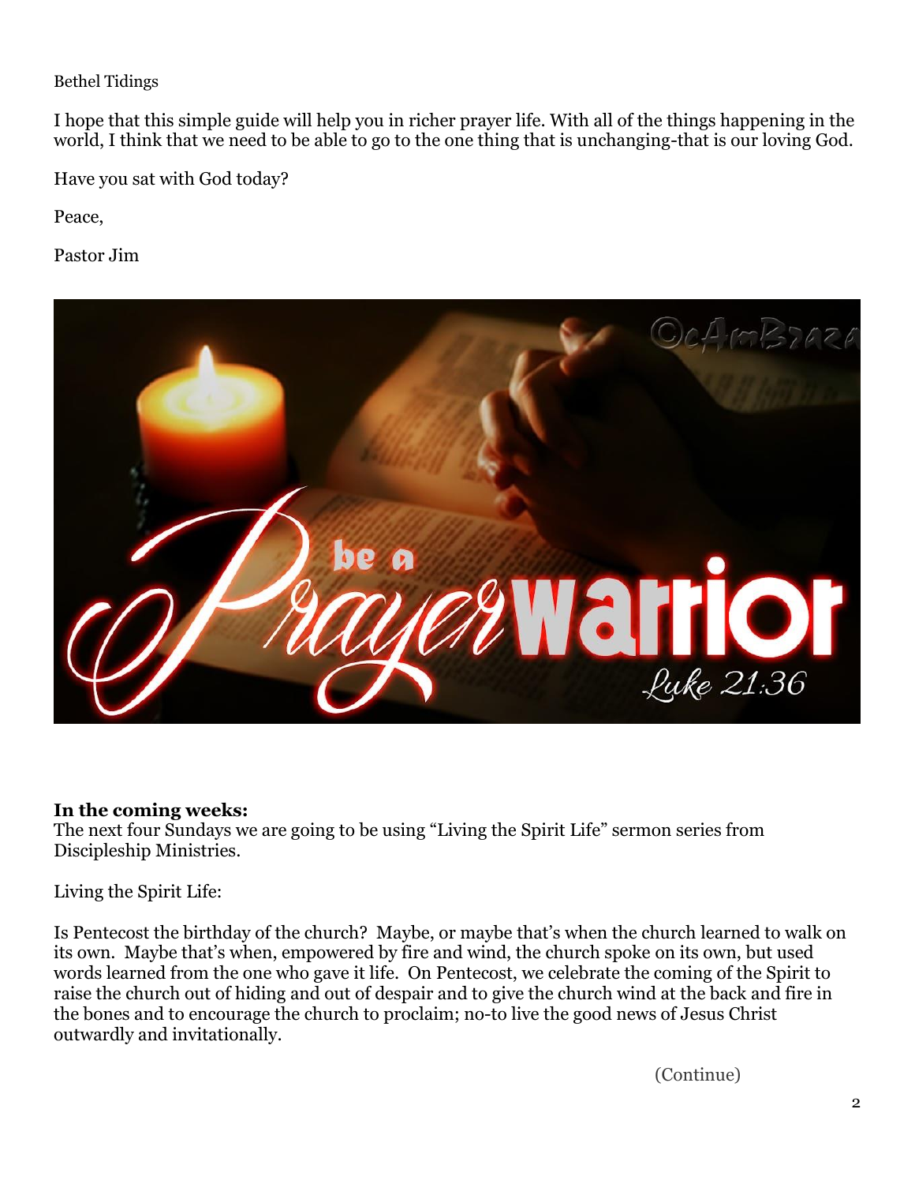Bethel Tidings

I hope that this simple guide will help you in richer prayer life. With all of the things happening in the world, I think that we need to be able to go to the one thing that is unchanging-that is our loving God.

Have you sat with God today?

Peace,

Pastor Jim

**In the coming weeks:**
The next four Sundays we are going to be using "Living the Spirit Life" sermon series from Discipleship Ministries.

Living the Spirit Life:

Is Pentecost the birthday of the church? Maybe, or maybe that's when the church learned to walk on its own. Maybe that's when, empowered by fire and wind, the church spoke on its own, but used words learned from the one who gave it life. On Pentecost, we celebrate the coming of the Spirit to raise the church out of hiding and out of despair and to give the church wind at the back and fire in the bones and to encourage the church to proclaim; no-to live the good news of Jesus Christ outwardly and invitationally.

(Continue)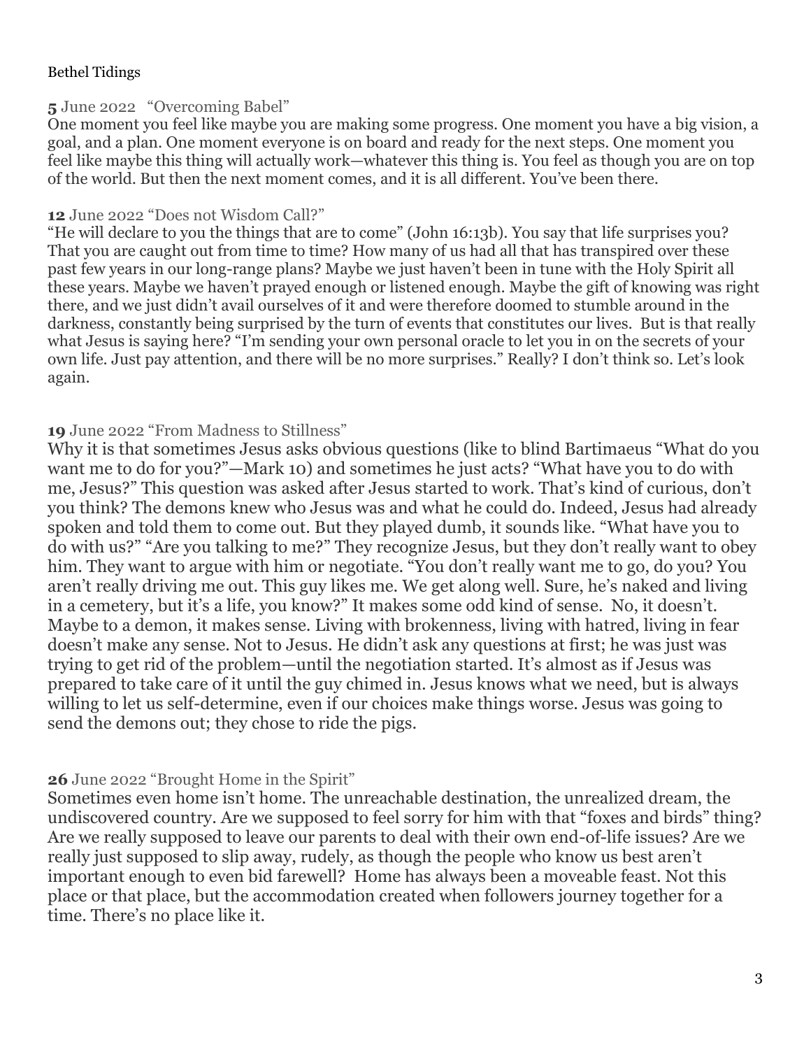Bethel Tidings

### **5** June 2022 "Overcoming Babel"

One moment you feel like maybe you are making some progress. One moment you have a big vision, a goal, and a plan. One moment everyone is on board and ready for the next steps. One moment you feel like maybe this thing will actually work—whatever this thing is. You feel as though you are on top of the world. But then the next moment comes, and it is all different. You've been there.

### **12** June 2022 "Does not Wisdom Call?"

"He will declare to you the things that are to come" (John 16:13b). You say that life surprises you? That you are caught out from time to time? How many of us had all that has transpired over these past few years in our long-range plans? Maybe we just haven't been in tune with the Holy Spirit all these years. Maybe we haven't prayed enough or listened enough. Maybe the gift of knowing was right there, and we just didn't avail ourselves of it and were therefore doomed to stumble around in the darkness, constantly being surprised by the turn of events that constitutes our lives. But is that really what Jesus is saying here? "I'm sending your own personal oracle to let you in on the secrets of your own life. Just pay attention, and there will be no more surprises." Really? I don't think so. Let's look again.

### **19** June 2022 "From Madness to Stillness"

Why it is that sometimes Jesus asks obvious questions (like to blind Bartimaeus "What do you want me to do for you?"—Mark 10) and sometimes he just acts? "What have you to do with me, Jesus?" This question was asked after Jesus started to work. That's kind of curious, don't you think? The demons knew who Jesus was and what he could do. Indeed, Jesus had already spoken and told them to come out. But they played dumb, it sounds like. "What have you to do with us?" "Are you talking to me?" They recognize Jesus, but they don't really want to obey him. They want to argue with him or negotiate. "You don't really want me to go, do you? You aren't really driving me out. This guy likes me. We get along well. Sure, he's naked and living in a cemetery, but it's a life, you know?" It makes some odd kind of sense. No, it doesn't. Maybe to a demon, it makes sense. Living with brokenness, living with hatred, living in fear doesn't make any sense. Not to Jesus. He didn't ask any questions at first; he was just was trying to get rid of the problem—until the negotiation started. It's almost as if Jesus was prepared to take care of it until the guy chimed in. Jesus knows what we need, but is always willing to let us self-determine, even if our choices make things worse. Jesus was going to send the demons out; they chose to ride the pigs.

### **26** June 2022 "Brought Home in the Spirit"

Sometimes even home isn't home. The unreachable destination, the unrealized dream, the undiscovered country. Are we supposed to feel sorry for him with that "foxes and birds" thing? Are we really supposed to leave our parents to deal with their own end-of-life issues? Are we really just supposed to slip away, rudely, as though the people who know us best aren't important enough to even bid farewell? Home has always been a moveable feast. Not this place or that place, but the accommodation created when followers journey together for a time. There's no place like it.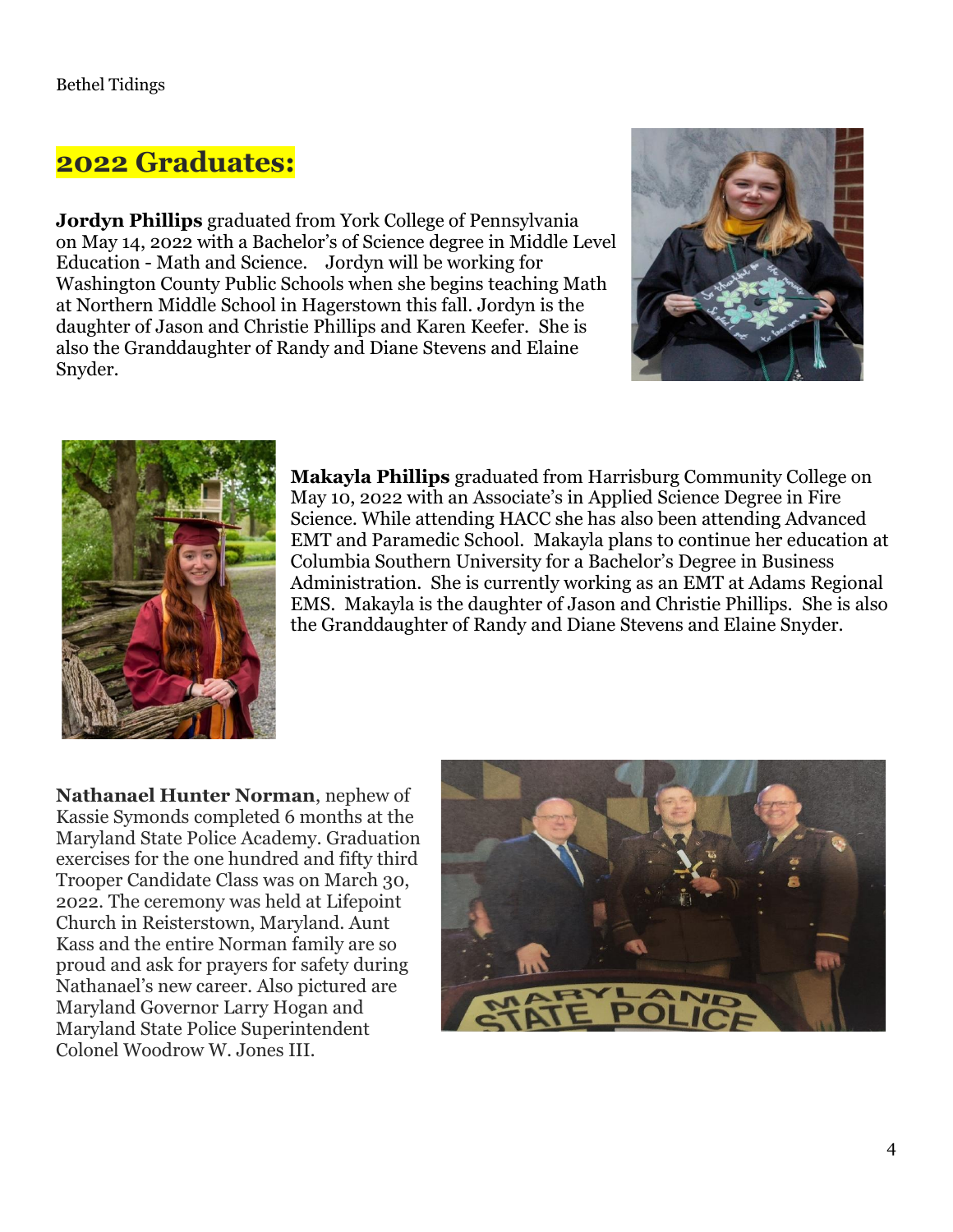## 2022 Graduates:

**Jordyn Phillips** graduated from York College of Pennsylvania on May 14, 2022 with a Bachelor's of Science degree in Middle Level Education - Math and Science. Jordyn will be working for Washington County Public Schools when she begins teaching Math at Northern Middle School in Hagerstown this fall. Jordyn is the daughter of Jason and Christie Phillips and Karen Keefer. She is also the Granddaughter of Randy and Diane Stevens and Elaine Snyder.

**Makayla Phillips** graduated from Harrisburg Community College on May 10, 2022 with an Associate's in Applied Science Degree in Fire Science. While attending HACC she has also been attending Advanced EMT and Paramedic School. Makayla plans to continue her education at Columbia Southern University for a Bachelor's Degree in Business Administration. She is currently working as an EMT at Adams Regional EMS. Makayla is the daughter of Jason and Christie Phillips. She is also the Granddaughter of Randy and Diane Stevens and Elaine Snyder.

**Nathanael Hunter Norman**, nephew of Kassie Symonds completed 6 months at the Maryland State Police Academy. Graduation exercises for the one hundred and fifty third Trooper Candidate Class was on March 30, 2022. The ceremony was held at Lifepoint Church in Reisterstown, Maryland. Aunt Kass and the entire Norman family are so proud and ask for prayers for safety during Nathanael's new career. Also pictured are Maryland Governor Larry Hogan and Maryland State Police Superintendent Colonel Woodrow W. Jones III.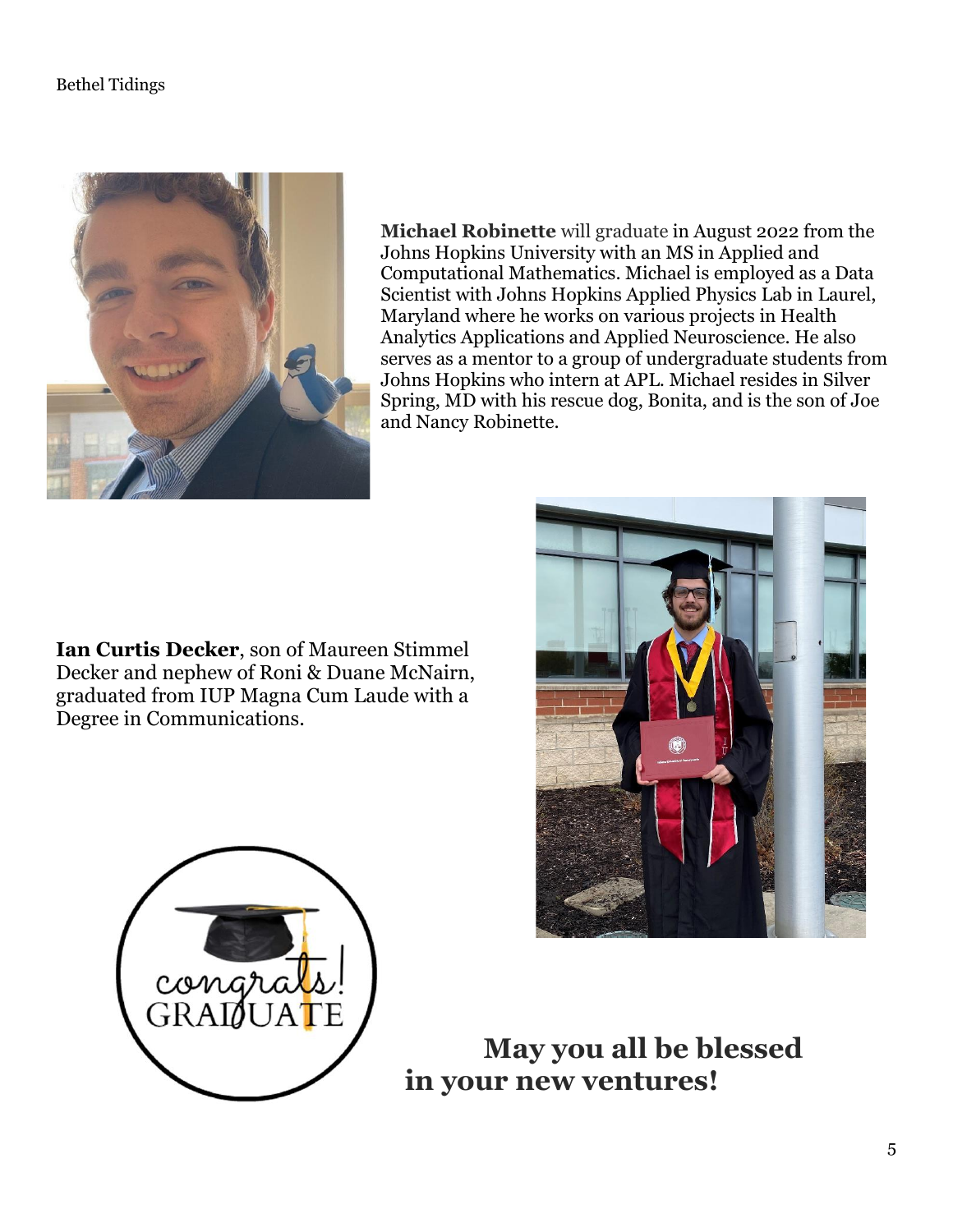**Michael Robinette** will graduate in August 2022 from the Johns Hopkins University with an MS in Applied and Computational Mathematics. Michael is employed as a Data Scientist with Johns Hopkins Applied Physics Lab in Laurel, Maryland where he works on various projects in Health Analytics Applications and Applied Neuroscience. He also serves as a mentor to a group of undergraduate students from Johns Hopkins who intern at APL. Michael resides in Silver Spring, MD with his rescue dog, Bonita, and is the son of Joe and Nancy Robinette.

**Ian Curtis Decker**, son of Maureen Stimmel Decker and nephew of Roni & Duane McNairn, graduated from IUP Magna Cum Laude with a Degree in Communications.

**May you all be blessed in your new ventures!**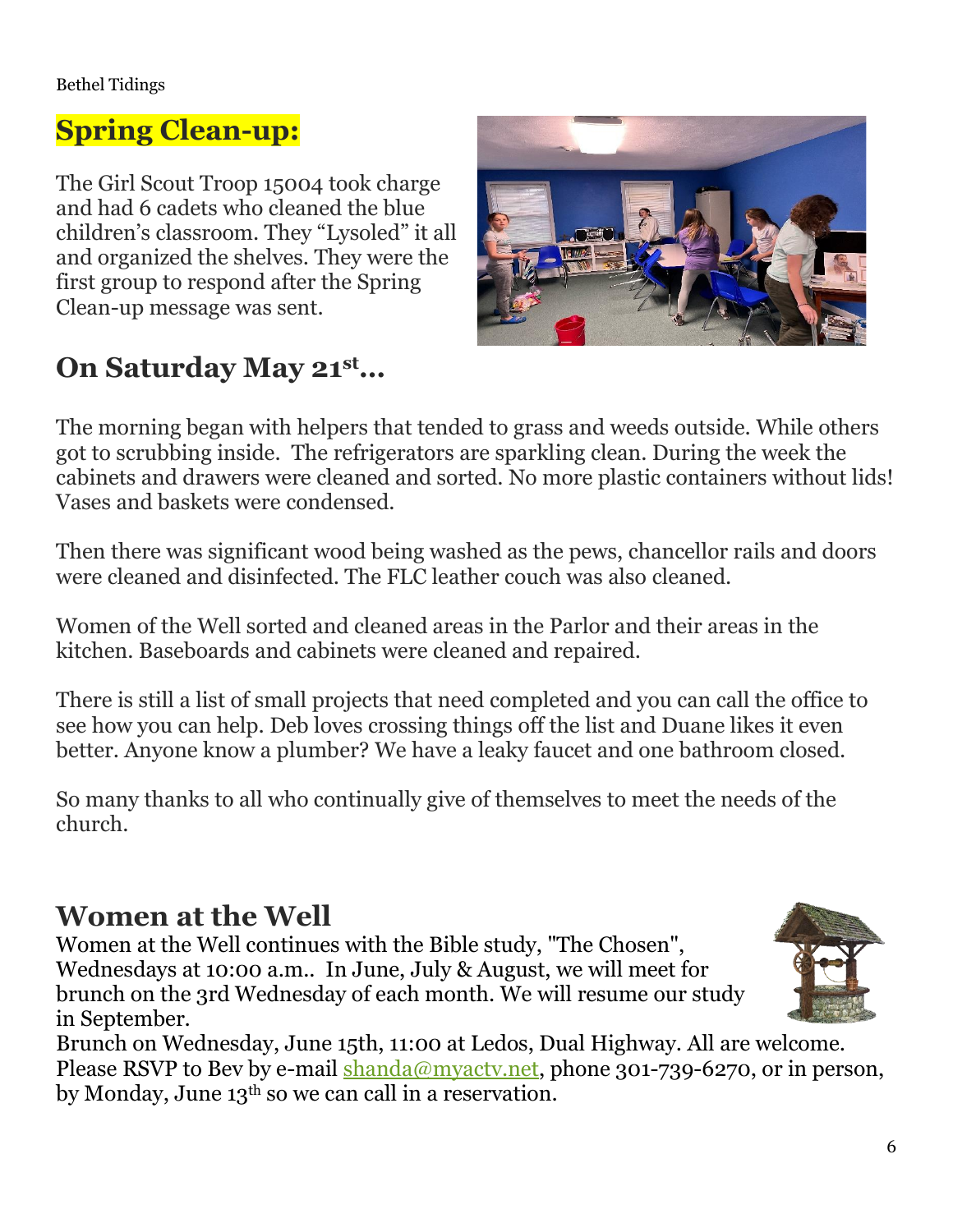## Spring Clean-up:

The Girl Scout Troop 15004 took charge and had 6 cadets who cleaned the blue children's classroom. They "Lysoled" it all and organized the shelves. They were the first group to respond after the Spring Clean-up message was sent.

## On Saturday May 21st…

The morning began with helpers that tended to grass and weeds outside. While others got to scrubbing inside. The refrigerators are sparkling clean. During the week the cabinets and drawers were cleaned and sorted. No more plastic containers without lids! Vases and baskets were condensed.

Then there was significant wood being washed as the pews, chancellor rails and doors were cleaned and disinfected. The FLC leather couch was also cleaned.

Women of the Well sorted and cleaned areas in the Parlor and their areas in the kitchen. Baseboards and cabinets were cleaned and repaired.

There is still a list of small projects that need completed and you can call the office to see how you can help. Deb loves crossing things off the list and Duane likes it even better. Anyone know a plumber? We have a leaky faucet and one bathroom closed.

So many thanks to all who continually give of themselves to meet the needs of the church.

## Women at the Well

Women at the Well continues with the Bible study, "The Chosen", Wednesdays at 10:00 a.m.. In June, July & August, we will meet for brunch on the 3rd Wednesday of each month. We will resume our study in September.

Brunch on Wednesday, June 15th, 11:00 at Ledos, Dual Highway. All are welcome. Please RSVP to Bev by e-mail shanda@myactv.net, phone 301-739-6270, or in person, by Monday, June 13th so we can call in a reservation.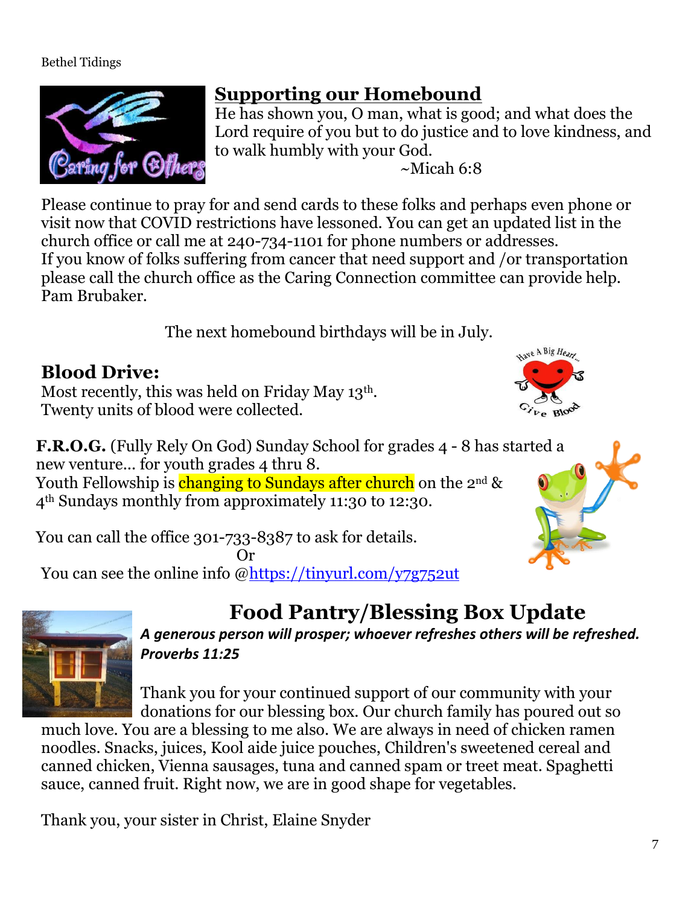## Supporting our Homebound

He has shown you, O man, what is good; and what does the Lord require of you but to do justice and to love kindness, and to walk humbly with your God.

~Micah 6:8

Please continue to pray for and send cards to these folks and perhaps even phone or visit now that COVID restrictions have lessoned. You can get an updated list in the church office or call me at 240-734-1101 for phone numbers or addresses.
If you know of folks suffering from cancer that need support and /or transportation please call the church office as the Caring Connection committee can provide help.
Pam Brubaker.

The next homebound birthdays will be in July.

## Blood Drive:

Most recently, this was held on Friday May 13th.
Twenty units of blood were collected.

**F.R.O.G.** (Fully Rely On God) Sunday School for grades 4 - 8 has started a new venture… for youth grades 4 thru 8.
Youth Fellowship is changing to Sundays after church on the 2nd & 4th Sundays monthly from approximately 11:30 to 12:30.

You can call the office 301-733-8387 to ask for details.
Or
You can see the online info @https://tinyurl.com/y7g752ut

## Food Pantry/Blessing Box Update

***A generous person will prosper; whoever refreshes others will be refreshed. Proverbs 11:25***

Thank you for your continued support of our community with your donations for our blessing box. Our church family has poured out so much love. You are a blessing to me also. We are always in need of chicken ramen noodles. Snacks, juices, Kool aide juice pouches, Children's sweetened cereal and canned chicken, Vienna sausages, tuna and canned spam or treet meat. Spaghetti sauce, canned fruit. Right now, we are in good shape for vegetables.

Thank you, your sister in Christ, Elaine Snyder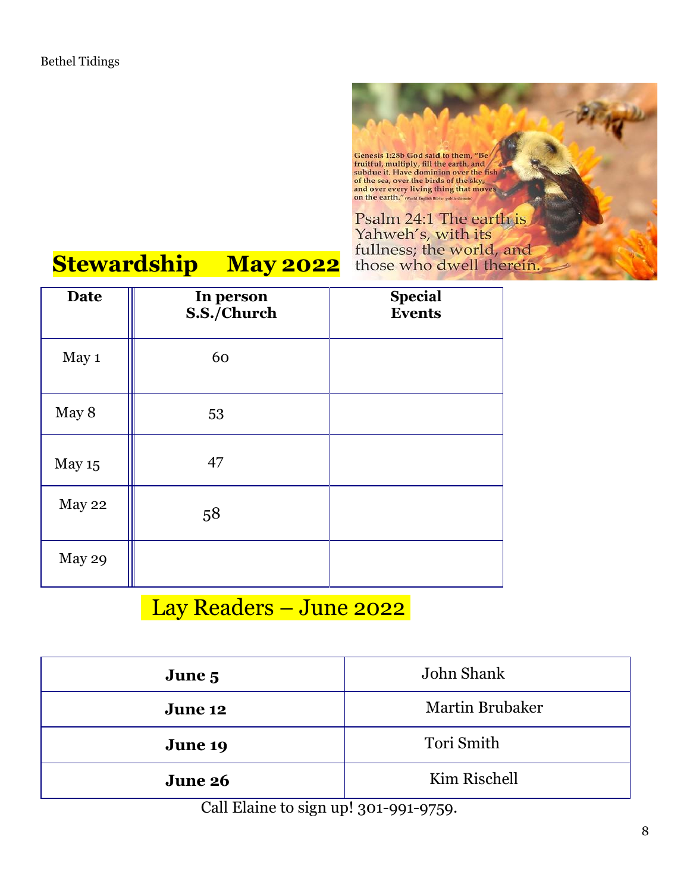## Stewardship May 2022

| Date | In person S.S./Church | Special Events |
|---|---|---|
| May 1 | 60 | |
| May 8 | 53 | |
| May 15 | 47 | |
| May 22 | 58 | |
| May 29 | | |

Genesis 1:28b God said to them, "Be fruitful, multiply, fill the earth, and subdue it. Have dominion over the fish of the sea, over the birds of the sky, and over every living thing that moves on the earth." (World English Bible, public domain)

Psalm 24:1 The earth is Yahweh's, with its fullness; the world, and those who dwell therein.

## Lay Readers – June 2022

| | |
|---|---|
| **June 5** | John Shank |
| **June 12** | Martin Brubaker |
| **June 19** | Tori Smith |
| **June 26** | Kim Rischell |

Call Elaine to sign up! 301-991-9759.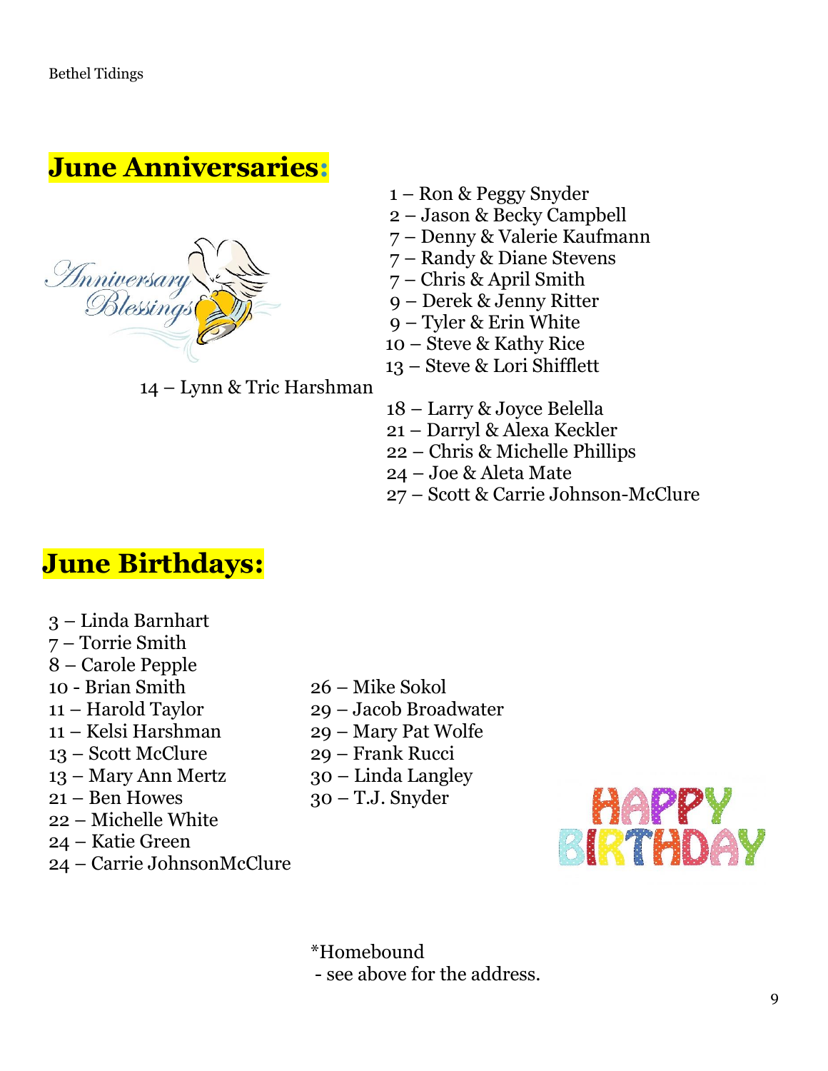## June Anniversaries:

1 – Ron & Peggy Snyder
2 – Jason & Becky Campbell
7 – Denny & Valerie Kaufmann
7 – Randy & Diane Stevens
7 – Chris & April Smith
9 – Derek & Jenny Ritter
9 – Tyler & Erin White
10 – Steve & Kathy Rice
13 – Steve & Lori Shifflett
14 – Lynn & Tric Harshman
18 – Larry & Joyce Belella
21 – Darryl & Alexa Keckler
22 – Chris & Michelle Phillips
24 – Joe & Aleta Mate
27 – Scott & Carrie Johnson-McClure

## June Birthdays:

3 – Linda Barnhart
7 – Torrie Smith
8 – Carole Pepple
10 - Brian Smith
11 – Harold Taylor
11 – Kelsi Harshman
13 – Scott McClure
13 – Mary Ann Mertz
21 – Ben Howes
22 – Michelle White
24 – Katie Green
24 – Carrie JohnsonMcClure
26 – Mike Sokol
29 – Jacob Broadwater
29 – Mary Pat Wolfe
29 – Frank Rucci
30 – Linda Langley
30 – T.J. Snyder

*Homebound
- see above for the address.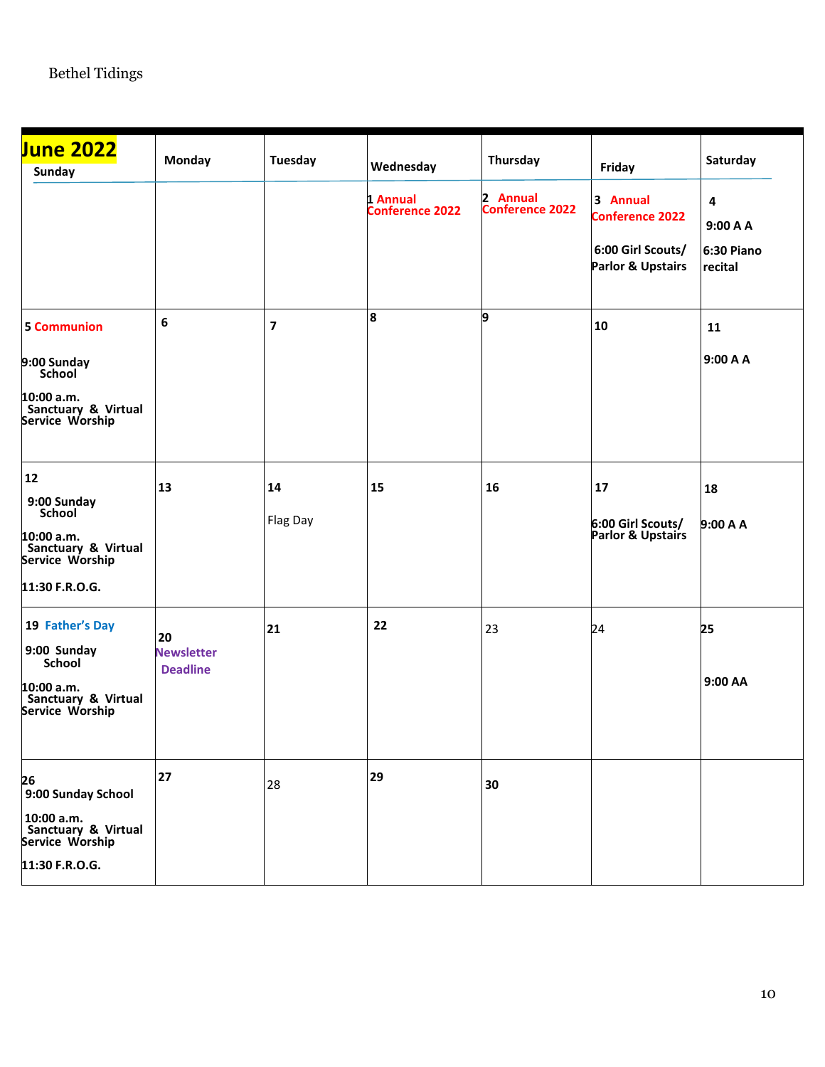Bethel Tidings

| June 2022 Sunday | Monday | Tuesday | Wednesday | Thursday | Friday | Saturday |
|---|---|---|---|---|---|---|
| | | | 1 Annual Conference 2022 | 2 Annual Conference 2022 | 3 Annual Conference 2022<br><br>6:00 Girl Scouts/ Parlor & Upstairs | 4<br><br>9:00 A A<br><br>6:30 Piano recital |
| 5 Communion<br><br>9:00 Sunday School<br><br>10:00 a.m. Sanctuary & Virtual Service Worship | 6 | 7 | 8 | 9 | 10 | 11<br><br>9:00 A A |
| 12<br><br>9:00 Sunday School<br><br>10:00 a.m. Sanctuary & Virtual Service Worship<br><br>11:30 F.R.O.G. | 13 | 14<br><br>Flag Day | 15 | 16 | 17<br><br>6:00 Girl Scouts/ Parlor & Upstairs | 18<br><br>9:00 A A |
| 19 Father's Day<br><br>9:00 Sunday School<br><br>10:00 a.m. Sanctuary & Virtual Service Worship | 20<br><br>Newsletter Deadline | 21 | 22 | 23 | 24 | 25<br><br>9:00 AA |
| 26<br><br>9:00 Sunday School<br><br>10:00 a.m. Sanctuary & Virtual Service Worship<br><br>11:30 F.R.O.G. | 27 | 28 | 29 | 30 | | |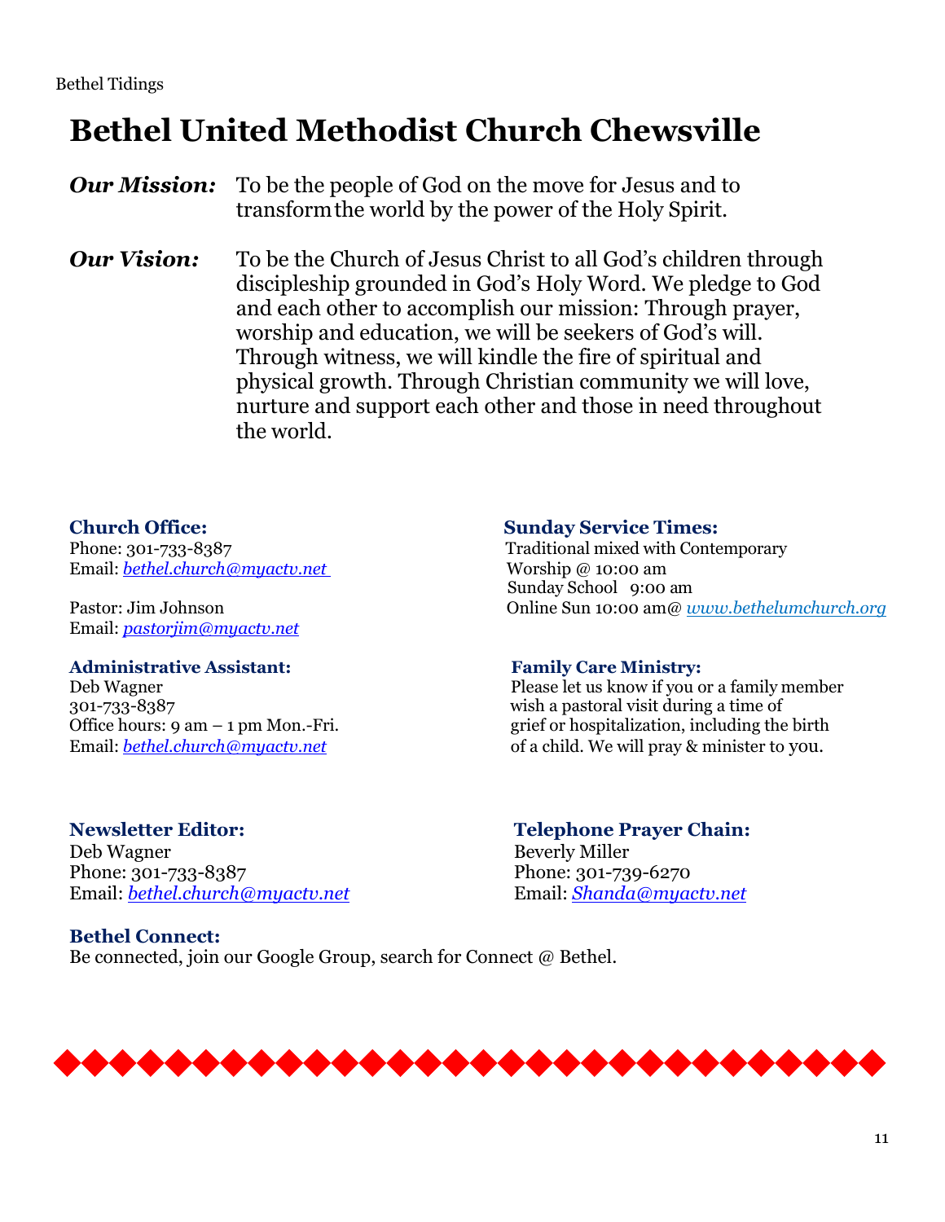# Bethel United Methodist Church Chewsville

***Our Mission:*** To be the people of God on the move for Jesus and to transform the world by the power of the Holy Spirit.

***Our Vision:*** To be the Church of Jesus Christ to all God's children through discipleship grounded in God's Holy Word. We pledge to God and each other to accomplish our mission: Through prayer, worship and education, we will be seekers of God's will. Through witness, we will kindle the fire of spiritual and physical growth. Through Christian community we will love, nurture and support each other and those in need throughout the world.

**Church Office:**
Phone: 301-733-8387
Email: *bethel.church@myactv.net*

Pastor: Jim Johnson
Email: *pastorjim@myactv.net*

**Administrative Assistant:**
Deb Wagner
301-733-8387
Office hours: 9 am – 1 pm Mon.-Fri.
Email: *bethel.church@myactv.net*

**Sunday Service Times:**
Traditional mixed with Contemporary
Worship @ 10:00 am
Sunday School 9:00 am
Online Sun 10:00 am@ *www.bethelumchurch.org*

**Family Care Ministry:**
Please let us know if you or a family member wish a pastoral visit during a time of grief or hospitalization, including the birth of a child. We will pray & minister to you.

**Newsletter Editor:**
Deb Wagner
Phone: 301-733-8387
Email: *bethel.church@myactv.net*

**Telephone Prayer Chain:**
Beverly Miller
Phone: 301-739-6270
Email: *Shanda@myactv.net*

**Bethel Connect:**
Be connected, join our Google Group, search for Connect @ Bethel.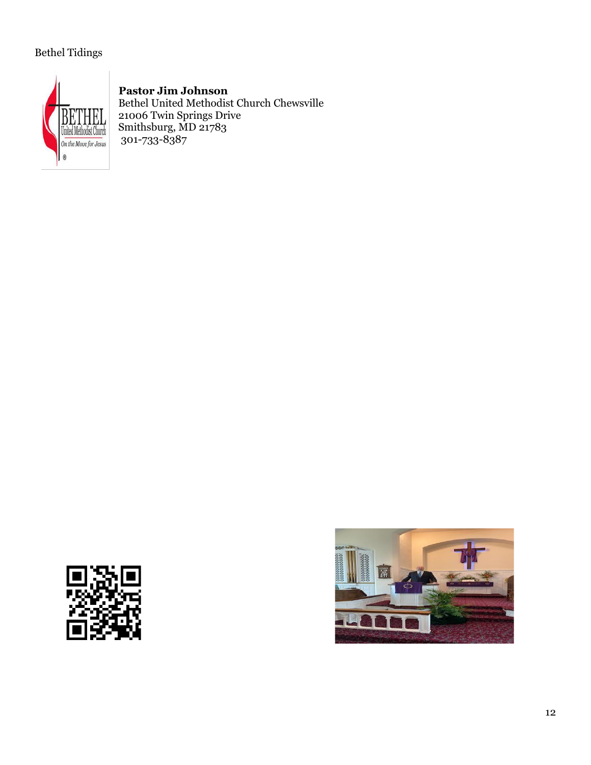**Pastor Jim Johnson**
Bethel United Methodist Church Chewsville
21006 Twin Springs Drive
Smithsburg, MD 21783
301-733-8387